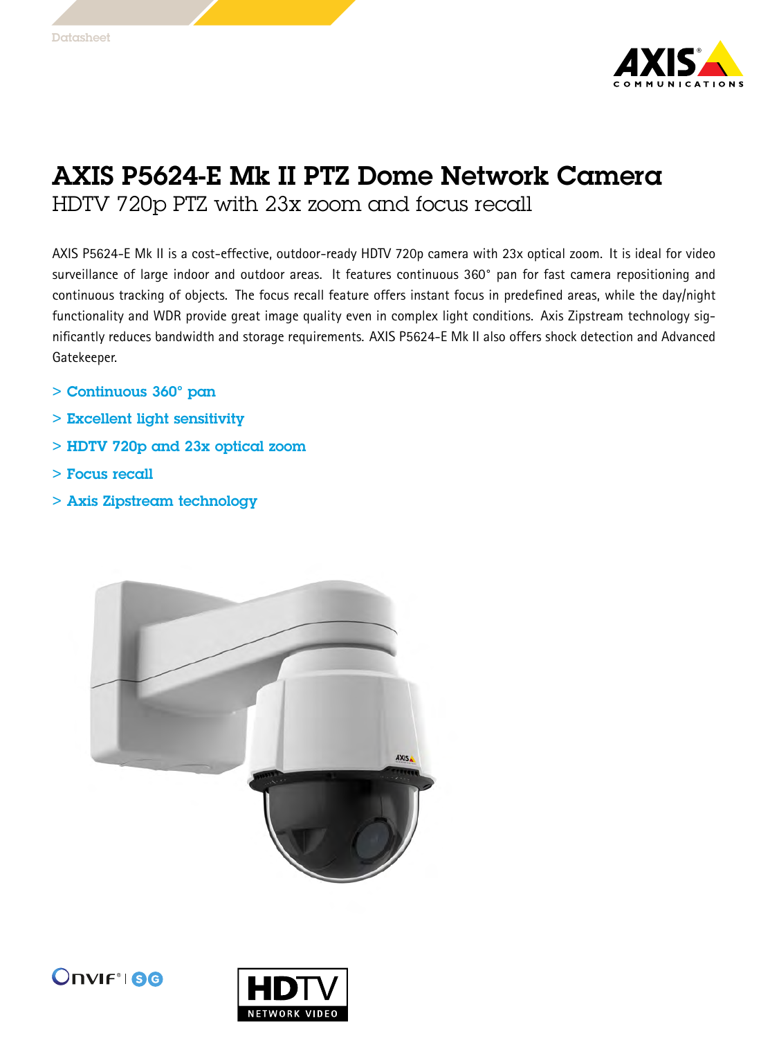# AXIS P5624-E Mk II PTZ Dome Network Camera

## HDTV 720p PTZ with 23x zoom and focus recall

AXIS P5624-E Mk II is a cost-effective, outdoor-ready HDTV 720p camera with 23x optical zoom. It is ideal for video surveillance of large indoor and outdoor areas. It features continuous 360° pan for fast camera repositioning and continuous tracking of objects. The focus recall feature offers instant focus in predefined areas, while the day/night functionality and WDR provide great image quality even in complex light conditions. Axis Zipstream technology significantly reduces bandwidth and storage requirements. AXIS P5624-E Mk II also offers shock detection and Advanced Gatekeeper.

> Continuous 360° pan

> Excellent light sensitivity

> HDTV 720p and 23x optical zoom

> Focus recall

> Axis Zipstream technology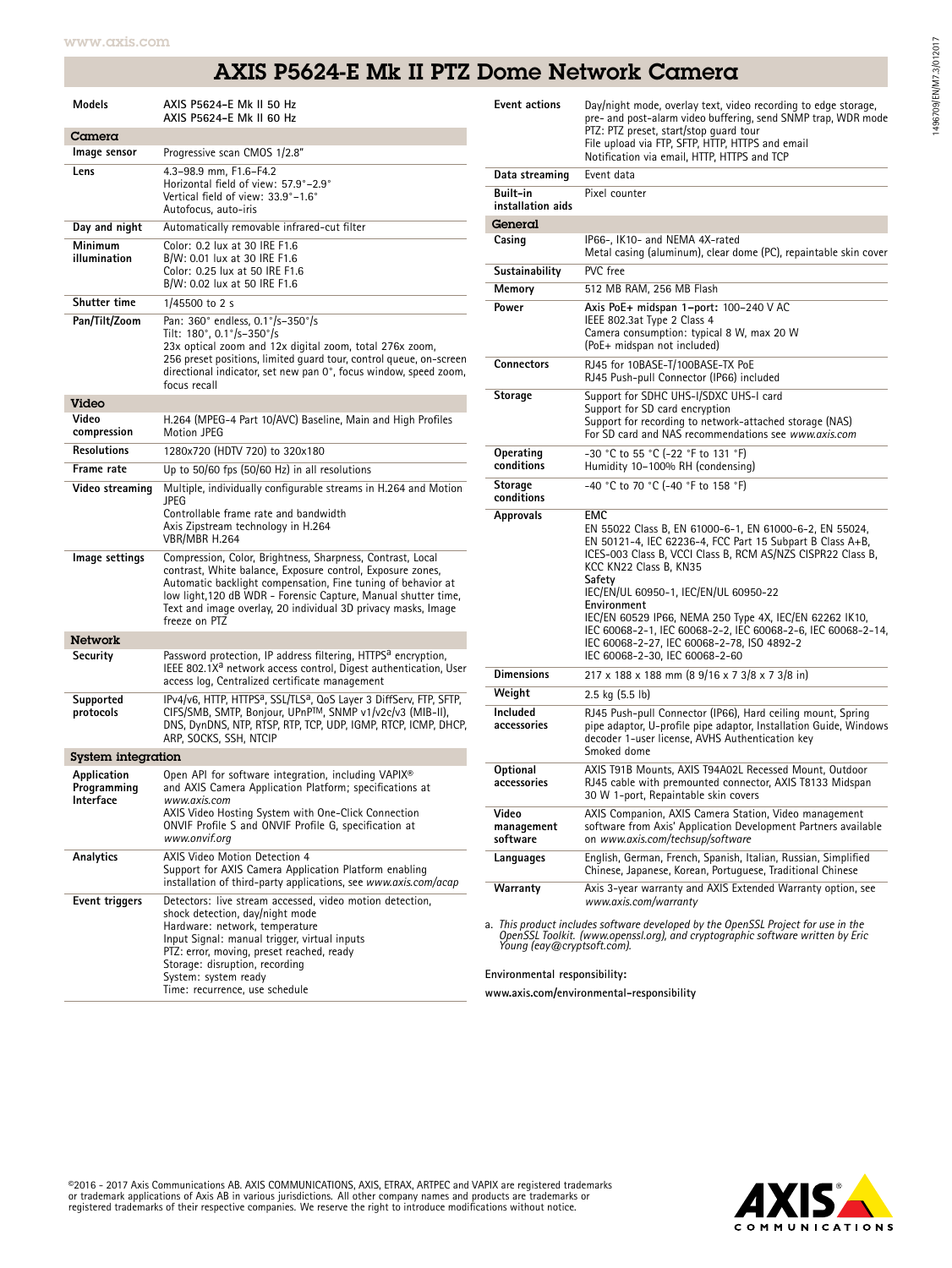# AXIS P5624-E Mk II PTZ Dome Network Camera

| | |
|---|---|
| **Models** | AXIS P5624-E Mk II 50 Hz<br>AXIS P5624-E Mk II 60 Hz |

## Camera

| | |
|---|---|
| **Image sensor** | Progressive scan CMOS 1/2.8" |
| **Lens** | 4.3–98.9 mm, F1.6–F4.2<br>Horizontal field of view: 57.9°–2.9°<br>Vertical field of view: 33.9°–1.6°<br>Autofocus, auto-iris |
| **Day and night** | Automatically removable infrared-cut filter |
| **Minimum illumination** | Color: 0.2 lux at 30 IRE F1.6<br>B/W: 0.01 lux at 30 IRE F1.6<br>Color: 0.25 lux at 50 IRE F1.6<br>B/W: 0.02 lux at 50 IRE F1.6 |
| **Shutter time** | 1/45500 to 2 s |
| **Pan/Tilt/Zoom** | Pan: 360° endless, 0.1°/s–350°/s<br>Tilt: 180°, 0.1°/s–350°/s<br>23x optical zoom and 12x digital zoom, total 276x zoom, 256 preset positions, limited guard tour, control queue, on-screen directional indicator, set new pan 0°, focus window, speed zoom, focus recall |

## Video

| | |
|---|---|
| **Video compression** | H.264 (MPEG-4 Part 10/AVC) Baseline, Main and High Profiles<br>Motion JPEG |
| **Resolutions** | 1280x720 (HDTV 720) to 320x180 |
| **Frame rate** | Up to 50/60 fps (50/60 Hz) in all resolutions |
| **Video streaming** | Multiple, individually configurable streams in H.264 and Motion JPEG<br>Controllable frame rate and bandwidth<br>Axis Zipstream technology in H.264<br>VBR/MBR H.264 |
| **Image settings** | Compression, Color, Brightness, Sharpness, Contrast, Local contrast, White balance, Exposure control, Exposure zones, Automatic backlight compensation, Fine tuning of behavior at low light,120 dB WDR - Forensic Capture, Manual shutter time, Text and image overlay, 20 individual 3D privacy masks, Image freeze on PTZ |

## Network

| | |
|---|---|
| **Security** | Password protection, IP address filtering, HTTPS[a] encryption, IEEE 802.1X[a] network access control, Digest authentication, User access log, Centralized certificate management |
| **Supported protocols** | IPv4/v6, HTTP, HTTPS[a], SSL/TLS[a], QoS Layer 3 DiffServ, FTP, SFTP, CIFS/SMB, SMTP, Bonjour, UPnP™, SNMP v1/v2c/v3 (MIB-II), DNS, DynDNS, NTP, RTSP, RTP, TCP, UDP, IGMP, RTCP, ICMP, DHCP, ARP, SOCKS, SSH, NTCIP |

## System integration

| | |
|---|---|
| **Application Programming Interface** | Open API for software integration, including VAPIX® and AXIS Camera Application Platform; specifications at *www.axis.com*<br>AXIS Video Hosting System with One-Click Connection<br>ONVIF Profile S and ONVIF Profile G, specification at *www.onvif.org* |
| **Analytics** | AXIS Video Motion Detection 4<br>Support for AXIS Camera Application Platform enabling installation of third-party applications, see *www.axis.com/acap* |
| **Event triggers** | Detectors: live stream accessed, video motion detection, shock detection, day/night mode<br>Hardware: network, temperature<br>Input Signal: manual trigger, virtual inputs<br>PTZ: error, moving, preset reached, ready<br>Storage: disruption, recording<br>System: system ready<br>Time: recurrence, use schedule |
| **Event actions** | Day/night mode, overlay text, video recording to edge storage, pre- and post-alarm video buffering, send SNMP trap, WDR mode<br>PTZ: PTZ preset, start/stop guard tour<br>File upload via FTP, SFTP, HTTP, HTTPS and email<br>Notification via email, HTTP, HTTPS and TCP |
| **Data streaming** | Event data |
| **Built-in installation aids** | Pixel counter |

## General

| | |
|---|---|
| **Casing** | IP66-, IK10- and NEMA 4X-rated<br>Metal casing (aluminum), clear dome (PC), repaintable skin cover |
| **Sustainability** | PVC free |
| **Memory** | 512 MB RAM, 256 MB Flash |
| **Power** | **Axis PoE+ midspan 1-port:** 100–240 V AC<br>IEEE 802.3at Type 2 Class 4<br>Camera consumption: typical 8 W, max 20 W<br>(PoE+ midspan not included) |
| **Connectors** | RJ45 for 10BASE-T/100BASE-TX PoE<br>RJ45 Push-pull Connector (IP66) included |
| **Storage** | Support for SDHC UHS-I/SDXC UHS-I card<br>Support for SD card encryption<br>Support for recording to network-attached storage (NAS)<br>For SD card and NAS recommendations see *www.axis.com* |
| **Operating conditions** | -30 °C to 55 °C (-22 °F to 131 °F)<br>Humidity 10–100% RH (condensing) |
| **Storage conditions** | -40 °C to 70 °C (-40 °F to 158 °F) |
| **Approvals** | **EMC**<br>EN 55022 Class B, EN 61000-6-1, EN 61000-6-2, EN 55024, EN 50121-4, IEC 62236-4, FCC Part 15 Subpart B Class A+B, ICES-003 Class B, VCCI Class B, RCM AS/NZS CISPR22 Class B, KCC KN22 Class B, KN35<br>**Safety**<br>IEC/EN/UL 60950-1, IEC/EN/UL 60950-22<br>**Environment**<br>IEC/EN 60529 IP66, NEMA 250 Type 4X, IEC/EN 62262 IK10, IEC 60068-2-1, IEC 60068-2-2, IEC 60068-2-6, IEC 60068-2-14, IEC 60068-2-27, IEC 60068-2-78, ISO 4892-2<br>IEC 60068-2-30, IEC 60068-2-60 |
| **Dimensions** | 217 x 188 x 188 mm (8 9/16 x 7 3/8 x 7 3/8 in) |
| **Weight** | 2.5 kg (5.5 lb) |
| **Included accessories** | RJ45 Push-pull Connector (IP66), Hard ceiling mount, Spring pipe adaptor, U-profile pipe adaptor, Installation Guide, Windows decoder 1-user license, AVHS Authentication key<br>Smoked dome |
| **Optional accessories** | AXIS T91B Mounts, AXIS T94A02L Recessed Mount, Outdoor RJ45 cable with premounted connector, AXIS T8133 Midspan 30 W 1-port, Repaintable skin covers |
| **Video management software** | AXIS Companion, AXIS Camera Station, Video management software from Axis' Application Development Partners available on *www.axis.com/techsup/software* |
| **Languages** | English, German, French, Spanish, Italian, Russian, Simplified Chinese, Japanese, Korean, Portuguese, Traditional Chinese |
| **Warranty** | Axis 3-year warranty and AXIS Extended Warranty option, see *www.axis.com/warranty* |

a. *This product includes software developed by the OpenSSL Project for use in the OpenSSL Toolkit. (www.openssl.org), and cryptographic software written by Eric Young (eay@cryptsoft.com).*

**Environmental responsibility:**

**www.axis.com/environmental-responsibility**

©2016 - 2017 Axis Communications AB. AXIS COMMUNICATIONS, AXIS, ETRAX, ARTPEC and VAPIX are registered trademarks or trademark applications of Axis AB in various jurisdictions. All other company names and products are trademarks or registered trademarks of their respective companies. We reserve the right to introduce modifications without notice.